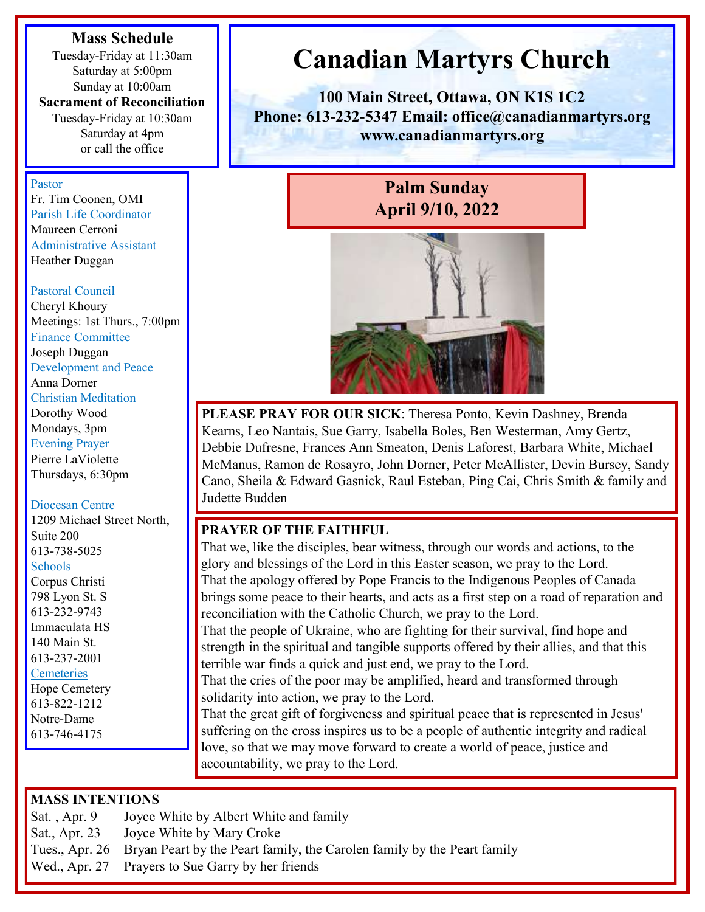# Canadian Martyrs Church

**100 Main Street, Ottawa, ON K1S 1C2**
**Phone: 613-232-5347 Email: office@canadianmartyrs.org**
**www.canadianmartyrs.org**

**Mass Schedule**
Tuesday-Friday at 11:30am
Saturday at 5:00pm
Sunday at 10:00am

**Sacrament of Reconciliation**
Tuesday-Friday at 10:30am
Saturday at 4pm
or call the office

Pastor
Fr. Tim Coonen, OMI

Parish Life Coordinator
Maureen Cerroni

Administrative Assistant
Heather Duggan

Pastoral Council
Cheryl Khoury
Meetings: 1st Thurs., 7:00pm

Finance Committee
Joseph Duggan

Development and Peace
Anna Dorner

Christian Meditation
Dorothy Wood
Mondays, 3pm

Evening Prayer
Pierre LaViolette
Thursdays, 6:30pm

Diocesan Centre
1209 Michael Street North, Suite 200
613-738-5025

Schools
Corpus Christi
798 Lyon St. S
613-232-9743
Immaculata HS
140 Main St.
613-237-2001

Cemeteries
Hope Cemetery
613-822-1212
Notre-Dame
613-746-4175

## Palm Sunday
## April 9/10, 2022

**PLEASE PRAY FOR OUR SICK**: Theresa Ponto, Kevin Dashney, Brenda Kearns, Leo Nantais, Sue Garry, Isabella Boles, Ben Westerman, Amy Gertz, Debbie Dufresne, Frances Ann Smeaton, Denis Laforest, Barbara White, Michael McManus, Ramon de Rosayro, John Dorner, Peter McAllister, Devin Bursey, Sandy Cano, Sheila & Edward Gasnick, Raul Esteban, Ping Cai, Chris Smith & family and Judette Budden

**PRAYER OF THE FAITHFUL**

That we, like the disciples, bear witness, through our words and actions, to the glory and blessings of the Lord in this Easter season, we pray to the Lord.
That the apology offered by Pope Francis to the Indigenous Peoples of Canada brings some peace to their hearts, and acts as a first step on a road of reparation and reconciliation with the Catholic Church, we pray to the Lord.
That the people of Ukraine, who are fighting for their survival, find hope and strength in the spiritual and tangible supports offered by their allies, and that this terrible war finds a quick and just end, we pray to the Lord.
That the cries of the poor may be amplified, heard and transformed through solidarity into action, we pray to the Lord.
That the great gift of forgiveness and spiritual peace that is represented in Jesus' suffering on the cross inspires us to be a people of authentic integrity and radical love, so that we may move forward to create a world of peace, justice and accountability, we pray to the Lord.

**MASS INTENTIONS**

| | |
|---|---|
| Sat. , Apr. 9 | Joyce White by Albert White and family |
| Sat., Apr. 23 | Joyce White by Mary Croke |
| Tues., Apr. 26 | Bryan Peart by the Peart family, the Carolen family by the Peart family |
| Wed., Apr. 27 | Prayers to Sue Garry by her friends |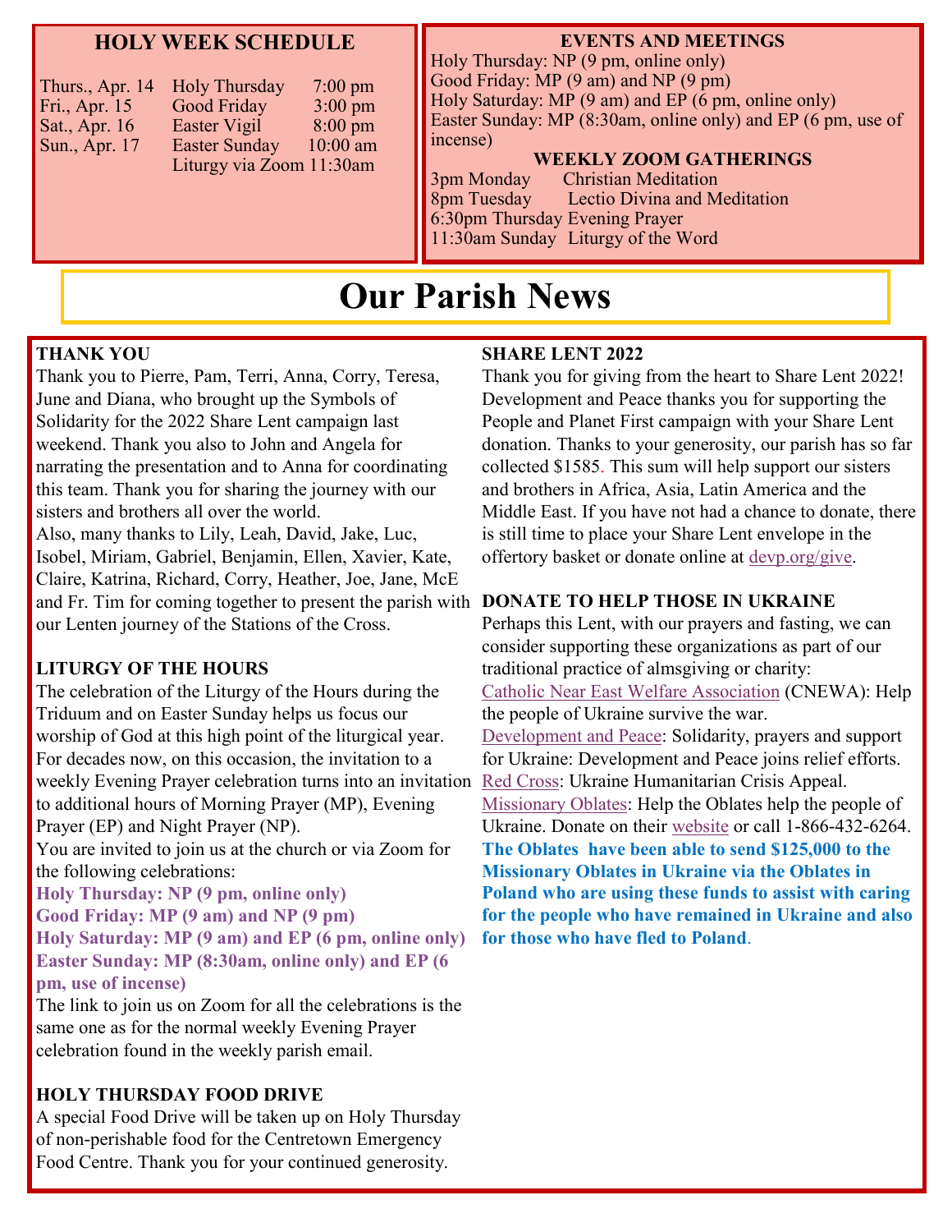## HOLY WEEK SCHEDULE

| | | |
|---|---|---|
| Thurs., Apr. 14 | Holy Thursday | 7:00 pm |
| Fri., Apr. 15 | Good Friday | 3:00 pm |
| Sat., Apr. 16 | Easter Vigil | 8:00 pm |
| Sun., Apr. 17 | Easter Sunday | 10:00 am |
| | Liturgy via Zoom | 11:30am |

## EVENTS AND MEETINGS

Holy Thursday: NP (9 pm, online only)
Good Friday: MP (9 am) and NP (9 pm)
Holy Saturday: MP (9 am) and EP (6 pm, online only)
Easter Sunday: MP (8:30am, online only) and EP (6 pm, use of incense)

### WEEKLY ZOOM GATHERINGS

3pm Monday Christian Meditation
8pm Tuesday Lectio Divina and Meditation
6:30pm Thursday Evening Prayer
11:30am Sunday Liturgy of the Word

# Our Parish News

**THANK YOU**

Thank you to Pierre, Pam, Terri, Anna, Corry, Teresa, June and Diana, who brought up the Symbols of Solidarity for the 2022 Share Lent campaign last weekend. Thank you also to John and Angela for narrating the presentation and to Anna for coordinating this team. Thank you for sharing the journey with our sisters and brothers all over the world.
Also, many thanks to Lily, Leah, David, Jake, Luc, Isobel, Miriam, Gabriel, Benjamin, Ellen, Xavier, Kate, Claire, Katrina, Richard, Corry, Heather, Joe, Jane, McE and Fr. Tim for coming together to present the parish with our Lenten journey of the Stations of the Cross.

**LITURGY OF THE HOURS**

The celebration of the Liturgy of the Hours during the Triduum and on Easter Sunday helps us focus our worship of God at this high point of the liturgical year. For decades now, on this occasion, the invitation to a weekly Evening Prayer celebration turns into an invitation to additional hours of Morning Prayer (MP), Evening Prayer (EP) and Night Prayer (NP).
You are invited to join us at the church or via Zoom for the following celebrations:

**Holy Thursday: NP (9 pm, online only)**
**Good Friday: MP (9 am) and NP (9 pm)**
**Holy Saturday: MP (9 am) and EP (6 pm, online only)**
**Easter Sunday: MP (8:30am, online only) and EP (6 pm, use of incense)**

The link to join us on Zoom for all the celebrations is the same one as for the normal weekly Evening Prayer celebration found in the weekly parish email.

**HOLY THURSDAY FOOD DRIVE**

A special Food Drive will be taken up on Holy Thursday of non-perishable food for the Centretown Emergency Food Centre. Thank you for your continued generosity.

**SHARE LENT 2022**

Thank you for giving from the heart to Share Lent 2022! Development and Peace thanks you for supporting the People and Planet First campaign with your Share Lent donation. Thanks to your generosity, our parish has so far collected $1585. This sum will help support our sisters and brothers in Africa, Asia, Latin America and the Middle East. If you have not had a chance to donate, there is still time to place your Share Lent envelope in the offertory basket or donate online at devp.org/give.

**DONATE TO HELP THOSE IN UKRAINE**

Perhaps this Lent, with our prayers and fasting, we can consider supporting these organizations as part of our traditional practice of almsgiving or charity:
Catholic Near East Welfare Association (CNEWA): Help the people of Ukraine survive the war.
Development and Peace: Solidarity, prayers and support for Ukraine: Development and Peace joins relief efforts.
Red Cross: Ukraine Humanitarian Crisis Appeal.
Missionary Oblates: Help the Oblates help the people of Ukraine. Donate on their website or call 1-866-432-6264.
**The Oblates have been able to send $125,000 to the Missionary Oblates in Ukraine via the Oblates in Poland who are using these funds to assist with caring for the people who have remained in Ukraine and also for those who have fled to Poland**.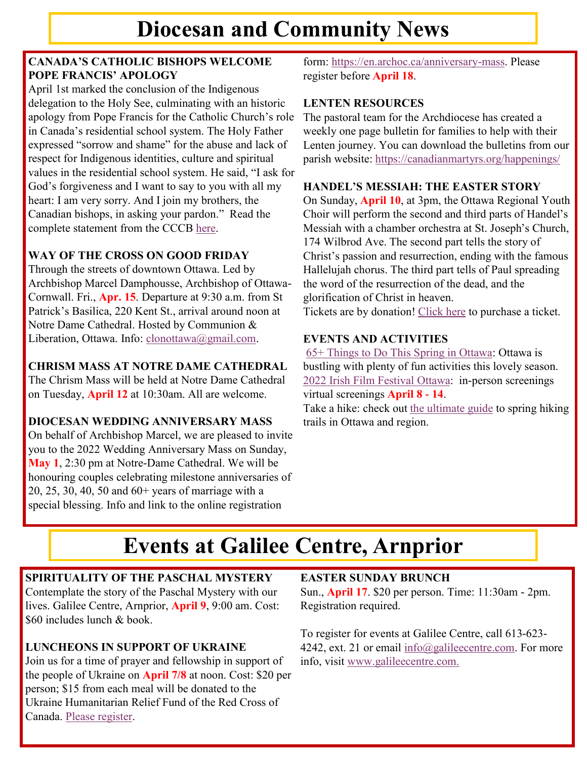# Diocesan and Community News

### CANADA'S CATHOLIC BISHOPS WELCOME POPE FRANCIS' APOLOGY

April 1st marked the conclusion of the Indigenous delegation to the Holy See, culminating with an historic apology from Pope Francis for the Catholic Church's role in Canada's residential school system. The Holy Father expressed "sorrow and shame" for the abuse and lack of respect for Indigenous identities, culture and spiritual values in the residential school system. He said, "I ask for God's forgiveness and I want to say to you with all my heart: I am very sorry. And I join my brothers, the Canadian bishops, in asking your pardon." Read the complete statement from the CCCB here.

### WAY OF THE CROSS ON GOOD FRIDAY

Through the streets of downtown Ottawa. Led by Archbishop Marcel Damphousse, Archbishop of Ottawa-Cornwall. Fri., **Apr. 15**. Departure at 9:30 a.m. from St Patrick's Basilica, 220 Kent St., arrival around noon at Notre Dame Cathedral. Hosted by Communion & Liberation, Ottawa. Info: clonottawa@gmail.com.

### CHRISM MASS AT NOTRE DAME CATHEDRAL

The Chrism Mass will be held at Notre Dame Cathedral on Tuesday, **April 12** at 10:30am. All are welcome.

### DIOCESAN WEDDING ANNIVERSARY MASS

On behalf of Archbishop Marcel, we are pleased to invite you to the 2022 Wedding Anniversary Mass on Sunday, **May 1**, 2:30 pm at Notre-Dame Cathedral. We will be honouring couples celebrating milestone anniversaries of 20, 25, 30, 40, 50 and 60+ years of marriage with a special blessing. Info and link to the online registration form: https://en.archoc.ca/anniversary-mass. Please register before **April 18**.

### LENTEN RESOURCES

The pastoral team for the Archdiocese has created a weekly one page bulletin for families to help with their Lenten journey. You can download the bulletins from our parish website: https://canadianmartyrs.org/happenings/

### HANDEL'S MESSIAH: THE EASTER STORY

On Sunday, **April 10**, at 3pm, the Ottawa Regional Youth Choir will perform the second and third parts of Handel's Messiah with a chamber orchestra at St. Joseph's Church, 174 Wilbrod Ave. The second part tells the story of Christ's passion and resurrection, ending with the famous Hallelujah chorus. The third part tells of Paul spreading the word of the resurrection of the dead, and the glorification of Christ in heaven.

Tickets are by donation! Click here to purchase a ticket.

### EVENTS AND ACTIVITIES

65+ Things to Do This Spring in Ottawa: Ottawa is bustling with plenty of fun activities this lovely season.

2022 Irish Film Festival Ottawa: in-person screenings virtual screenings **April 8 - 14**.

Take a hike: check out the ultimate guide to spring hiking trails in Ottawa and region.

# Events at Galilee Centre, Arnprior

### SPIRITUALITY OF THE PASCHAL MYSTERY

Contemplate the story of the Paschal Mystery with our lives. Galilee Centre, Arnprior, **April 9**, 9:00 am. Cost: $60 includes lunch & book.

### LUNCHEONS IN SUPPORT OF UKRAINE

Join us for a time of prayer and fellowship in support of the people of Ukraine on **April 7/8** at noon. Cost: $20 per person; $15 from each meal will be donated to the Ukraine Humanitarian Relief Fund of the Red Cross of Canada. Please register.

### EASTER SUNDAY BRUNCH

Sun., **April 17**. $20 per person. Time: 11:30am - 2pm. Registration required.

To register for events at Galilee Centre, call 613-623-4242, ext. 21 or email info@galileecentre.com. For more info, visit www.galileecentre.com.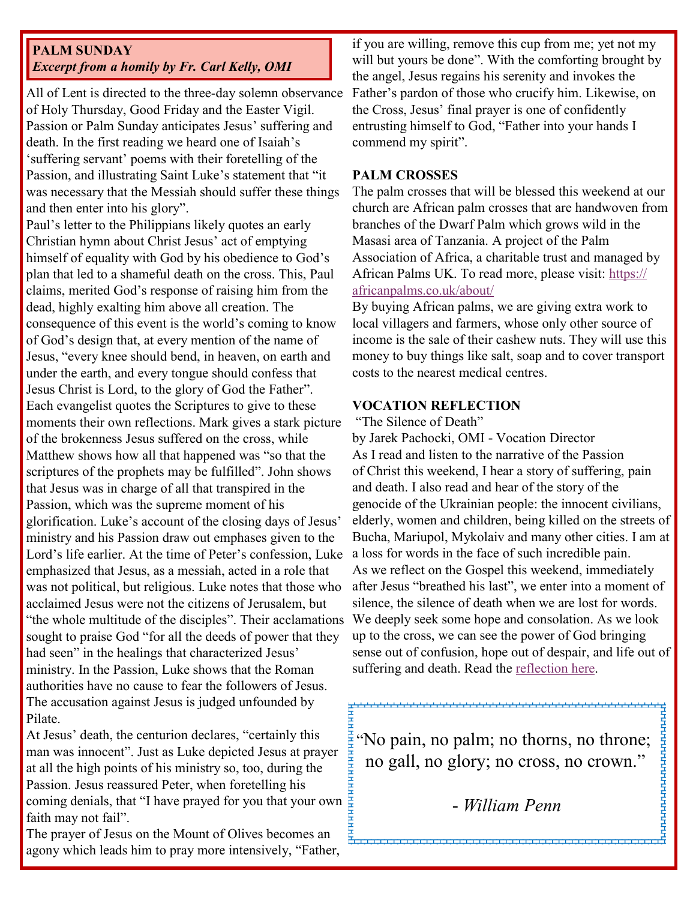## PALM SUNDAY

***Excerpt from a homily by Fr. Carl Kelly, OMI***

All of Lent is directed to the three-day solemn observance of Holy Thursday, Good Friday and the Easter Vigil. Passion or Palm Sunday anticipates Jesus' suffering and death. In the first reading we heard one of Isaiah's 'suffering servant' poems with their foretelling of the Passion, and illustrating Saint Luke's statement that "it was necessary that the Messiah should suffer these things and then enter into his glory".

Paul's letter to the Philippians likely quotes an early Christian hymn about Christ Jesus' act of emptying himself of equality with God by his obedience to God's plan that led to a shameful death on the cross. This, Paul claims, merited God's response of raising him from the dead, highly exalting him above all creation. The consequence of this event is the world's coming to know of God's design that, at every mention of the name of Jesus, "every knee should bend, in heaven, on earth and under the earth, and every tongue should confess that Jesus Christ is Lord, to the glory of God the Father".

Each evangelist quotes the Scriptures to give to these moments their own reflections. Mark gives a stark picture of the brokenness Jesus suffered on the cross, while Matthew shows how all that happened was "so that the scriptures of the prophets may be fulfilled". John shows that Jesus was in charge of all that transpired in the Passion, which was the supreme moment of his glorification. Luke's account of the closing days of Jesus' ministry and his Passion draw out emphases given to the Lord's life earlier. At the time of Peter's confession, Luke emphasized that Jesus, as a messiah, acted in a role that was not political, but religious. Luke notes that those who acclaimed Jesus were not the citizens of Jerusalem, but "the whole multitude of the disciples". Their acclamations sought to praise God "for all the deeds of power that they had seen" in the healings that characterized Jesus' ministry. In the Passion, Luke shows that the Roman authorities have no cause to fear the followers of Jesus. The accusation against Jesus is judged unfounded by Pilate.

At Jesus' death, the centurion declares, "certainly this man was innocent". Just as Luke depicted Jesus at prayer at all the high points of his ministry so, too, during the Passion. Jesus reassured Peter, when foretelling his coming denials, that "I have prayed for you that your own faith may not fail".

The prayer of Jesus on the Mount of Olives becomes an agony which leads him to pray more intensively, "Father, if you are willing, remove this cup from me; yet not my will but yours be done". With the comforting brought by the angel, Jesus regains his serenity and invokes the Father's pardon of those who crucify him. Likewise, on the Cross, Jesus' final prayer is one of confidently entrusting himself to God, "Father into your hands I commend my spirit".

## PALM CROSSES

The palm crosses that will be blessed this weekend at our church are African palm crosses that are handwoven from branches of the Dwarf Palm which grows wild in the Masasi area of Tanzania. A project of the Palm Association of Africa, a charitable trust and managed by African Palms UK. To read more, please visit: https://africanpalms.co.uk/about/

By buying African palms, we are giving extra work to local villagers and farmers, whose only other source of income is the sale of their cashew nuts. They will use this money to buy things like salt, soap and to cover transport costs to the nearest medical centres.

## VOCATION REFLECTION

"The Silence of Death"

by Jarek Pachocki, OMI - Vocation Director

As I read and listen to the narrative of the Passion of Christ this weekend, I hear a story of suffering, pain and death. I also read and hear of the story of the genocide of the Ukrainian people: the innocent civilians, elderly, women and children, being killed on the streets of Bucha, Mariupol, Mykolaiv and many other cities. I am at a loss for words in the face of such incredible pain.

As we reflect on the Gospel this weekend, immediately after Jesus "breathed his last", we enter into a moment of silence, the silence of death when we are lost for words. We deeply seek some hope and consolation. As we look up to the cross, we can see the power of God bringing sense out of confusion, hope out of despair, and life out of suffering and death. Read the reflection here.

> "No pain, no palm; no thorns, no throne; no gall, no glory; no cross, no crown."
>
> - *William Penn*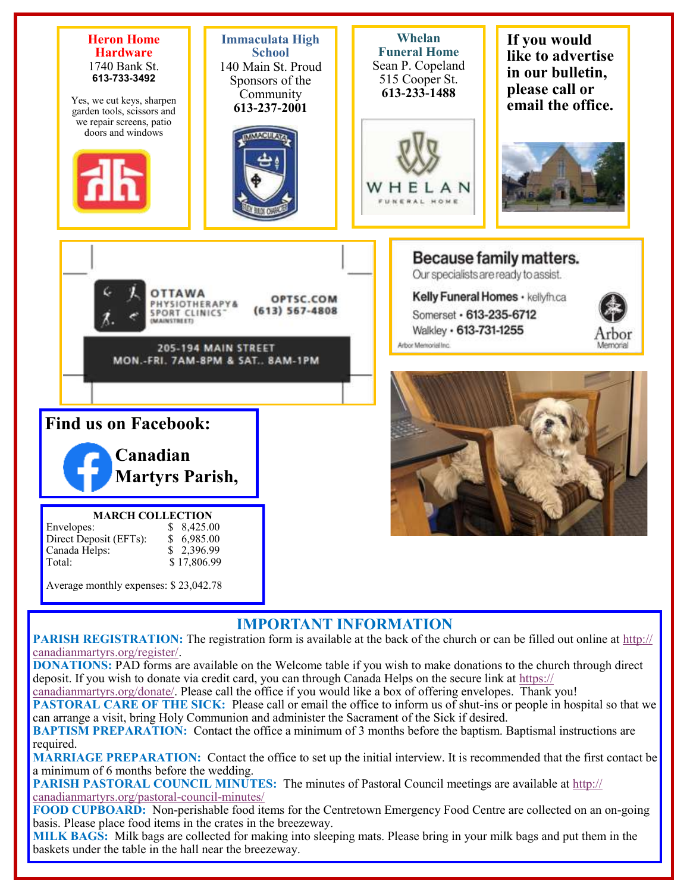**Heron Home Hardware**
1740 Bank St.
613-733-3492

Yes, we cut keys, sharpen garden tools, scissors and we repair screens, patio doors and windows

**Immaculata High School**
140 Main St. Proud Sponsors of the Community
**613-237-2001**

**Whelan Funeral Home**
Sean P. Copeland
515 Cooper St.
**613-233-1488**

WHELAN
FUNERAL HOME

**If you would like to advertise in our bulletin, please call or email the office.**

OTTAWA PHYSIOTHERAPY& SPORT CLINICS (MAINSTREET)
OPTSC.COM
(613) 567-4808
205-194 MAIN STREET
MON.-FRI. 7AM-8PM & SAT.. 8AM-1PM

**Because family matters.**
Our specialists are ready to assist.
**Kelly Funeral Homes** • kellyfh.ca
Somerset • **613-235-6712**
Walkley • **613-731-1255**
Arbor Memorial Inc.
Arbor Memorial

## Find us on Facebook:

**Canadian Martyrs Parish,**

**MARCH COLLECTION**

| | |
|---|---|
| Envelopes: | $ 8,425.00 |
| Direct Deposit (EFTs): | $ 6,985.00 |
| Canada Helps: | $ 2,396.99 |
| Total: | $ 17,806.99 |

Average monthly expenses: $ 23,042.78

## IMPORTANT INFORMATION

**PARISH REGISTRATION:** The registration form is available at the back of the church or can be filled out online at http://canadianmartyrs.org/register/.

**DONATIONS:** PAD forms are available on the Welcome table if you wish to make donations to the church through direct deposit. If you wish to donate via credit card, you can through Canada Helps on the secure link at https://canadianmartyrs.org/donate/. Please call the office if you would like a box of offering envelopes. Thank you!

**PASTORAL CARE OF THE SICK:** Please call or email the office to inform us of shut-ins or people in hospital so that we can arrange a visit, bring Holy Communion and administer the Sacrament of the Sick if desired.

**BAPTISM PREPARATION:** Contact the office a minimum of 3 months before the baptism. Baptismal instructions are required.

**MARRIAGE PREPARATION:** Contact the office to set up the initial interview. It is recommended that the first contact be a minimum of 6 months before the wedding.

**PARISH PASTORAL COUNCIL MINUTES:** The minutes of Pastoral Council meetings are available at http://canadianmartyrs.org/pastoral-council-minutes/

**FOOD CUPBOARD:** Non-perishable food items for the Centretown Emergency Food Centre are collected on an on-going basis. Please place food items in the crates in the breezeway.

**MILK BAGS:** Milk bags are collected for making into sleeping mats. Please bring in your milk bags and put them in the baskets under the table in the hall near the breezeway.